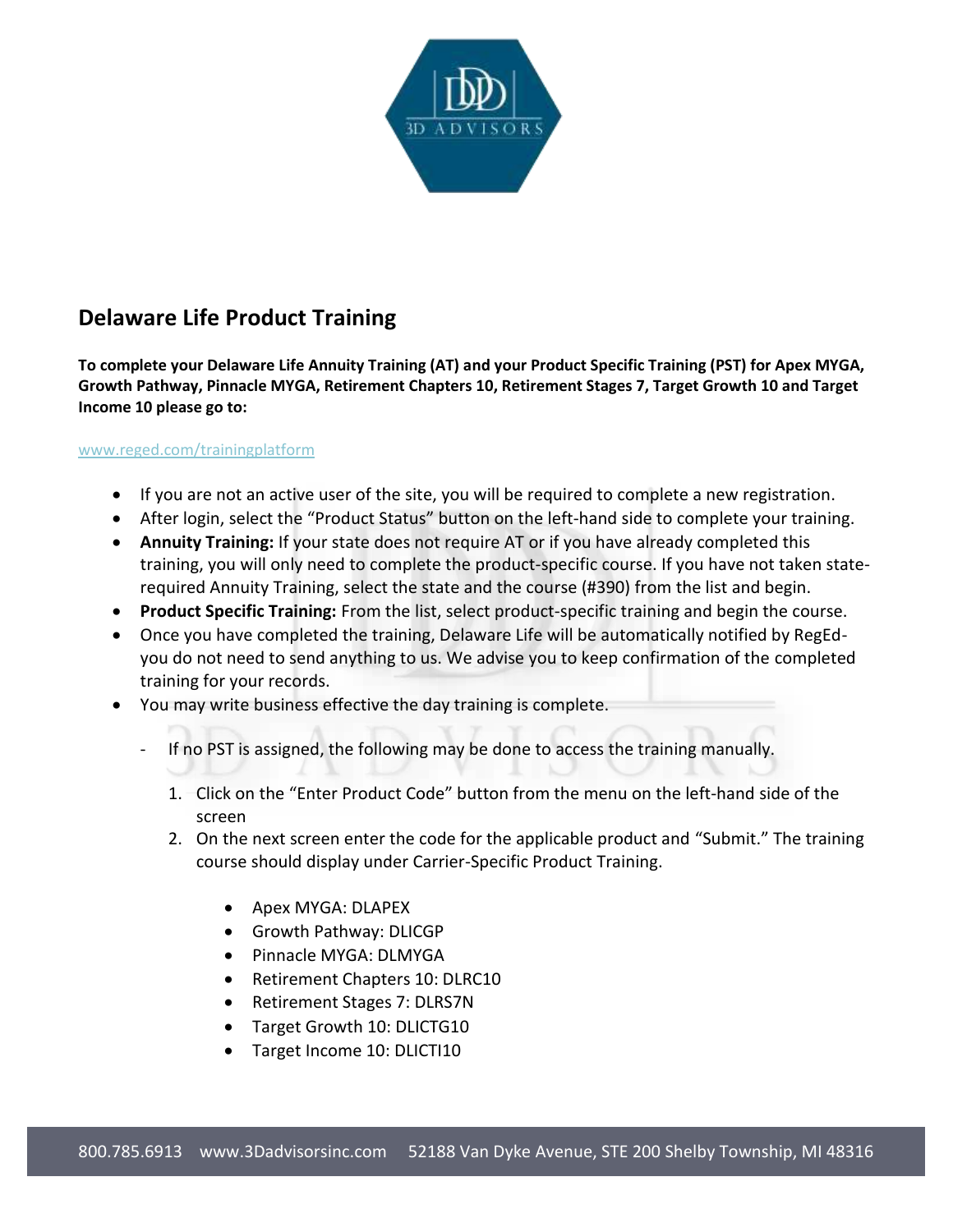## Delaware Life Product Training

**To complete your Delaware Life Annuity Training (AT) and your Product Specific Training (PST) for Apex MYGA, Growth Pathway, Pinnacle MYGA, Retirement Chapters 10, Retirement Stages 7, Target Growth 10 and Target Income 10 please go to:**

www.reged.com/trainingplatform

- If you are not an active user of the site, you will be required to complete a new registration.
- After login, select the "Product Status" button on the left-hand side to complete your training.
- **Annuity Training:** If your state does not require AT or if you have already completed this training, you will only need to complete the product-specific course. If you have not taken state-required Annuity Training, select the state and the course (#390) from the list and begin.
- **Product Specific Training:** From the list, select product-specific training and begin the course.
- Once you have completed the training, Delaware Life will be automatically notified by RegEd- you do not need to send anything to us. We advise you to keep confirmation of the completed training for your records.
- You may write business effective the day training is complete.

  - If no PST is assigned, the following may be done to access the training manually.

    1. Click on the "Enter Product Code" button from the menu on the left-hand side of the screen
    2. On the next screen enter the code for the applicable product and "Submit." The training course should display under Carrier-Specific Product Training.

       - Apex MYGA: DLAPEX
       - Growth Pathway: DLICGP
       - Pinnacle MYGA: DLMYGA
       - Retirement Chapters 10: DLRC10
       - Retirement Stages 7: DLRS7N
       - Target Growth 10: DLICTG10
       - Target Income 10: DLICTI10

800.785.6913 www.3Dadvisorsinc.com 52188 Van Dyke Avenue, STE 200 Shelby Township, MI 48316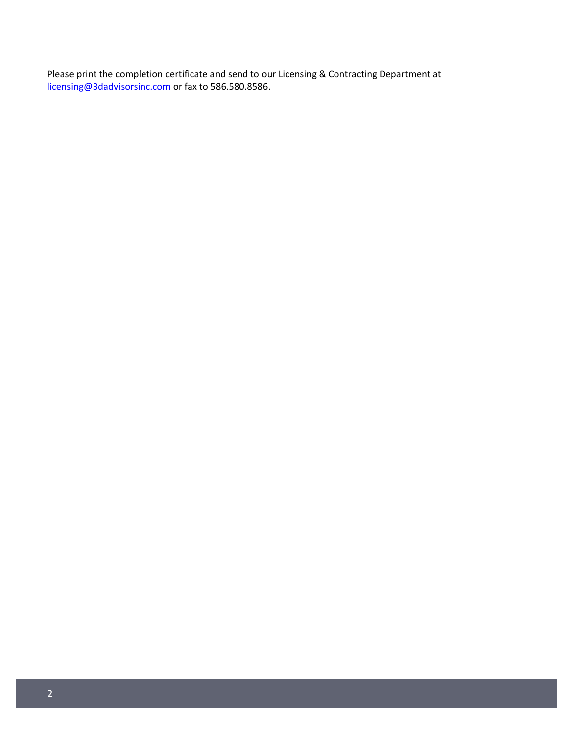Please print the completion certificate and send to our Licensing & Contracting Department at licensing@3dadvisorsinc.com or fax to 586.580.8586.